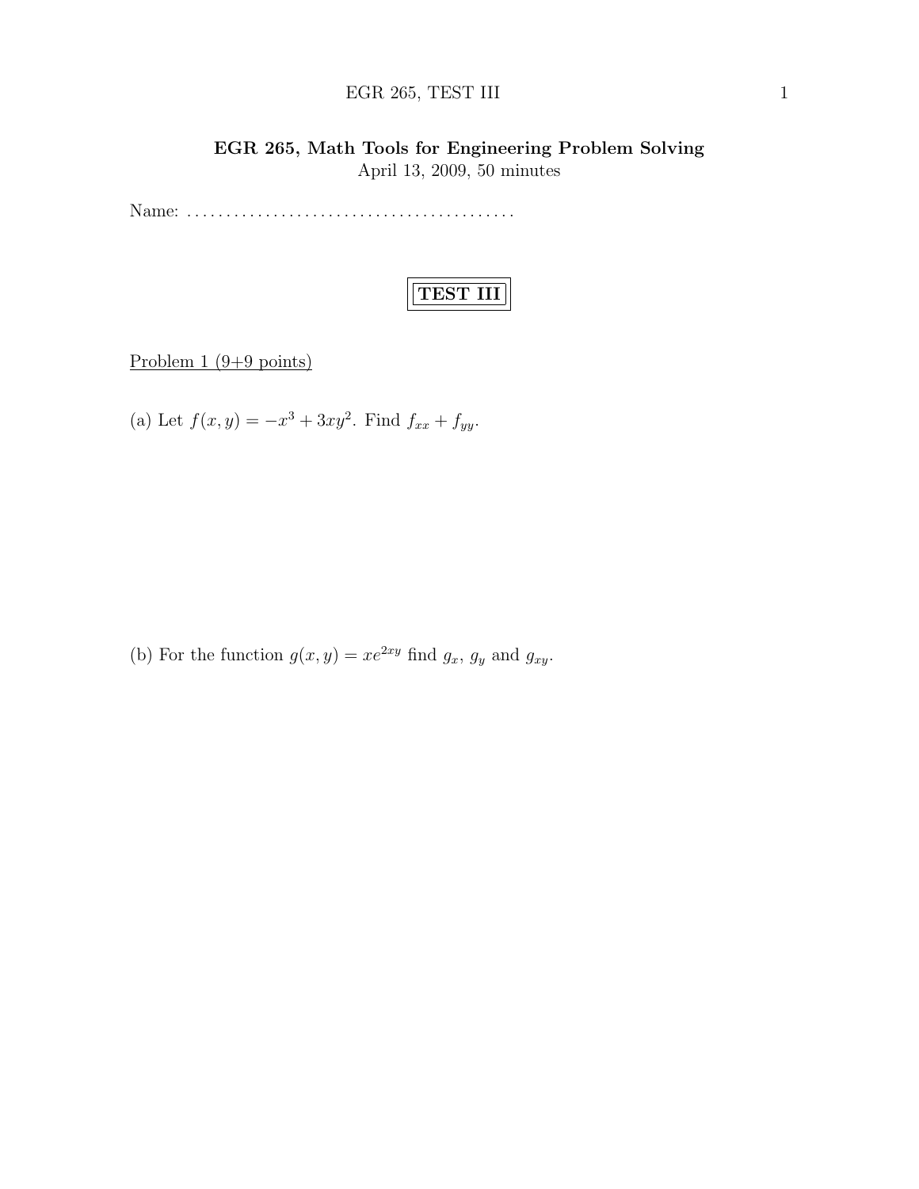# EGR 265, Math Tools for Engineering Problem Solving

April 13, 2009, 50 minutes

Name: ..........................................

## TEST III

Problem 1 (9+9 points)

(a) Let $f(x, y) = -x^3 + 3xy^2$. Find $f_{xx} + f_{yy}$.

(b) For the function $g(x, y) = xe^{2xy}$ find $g_x$, $g_y$ and $g_{xy}$.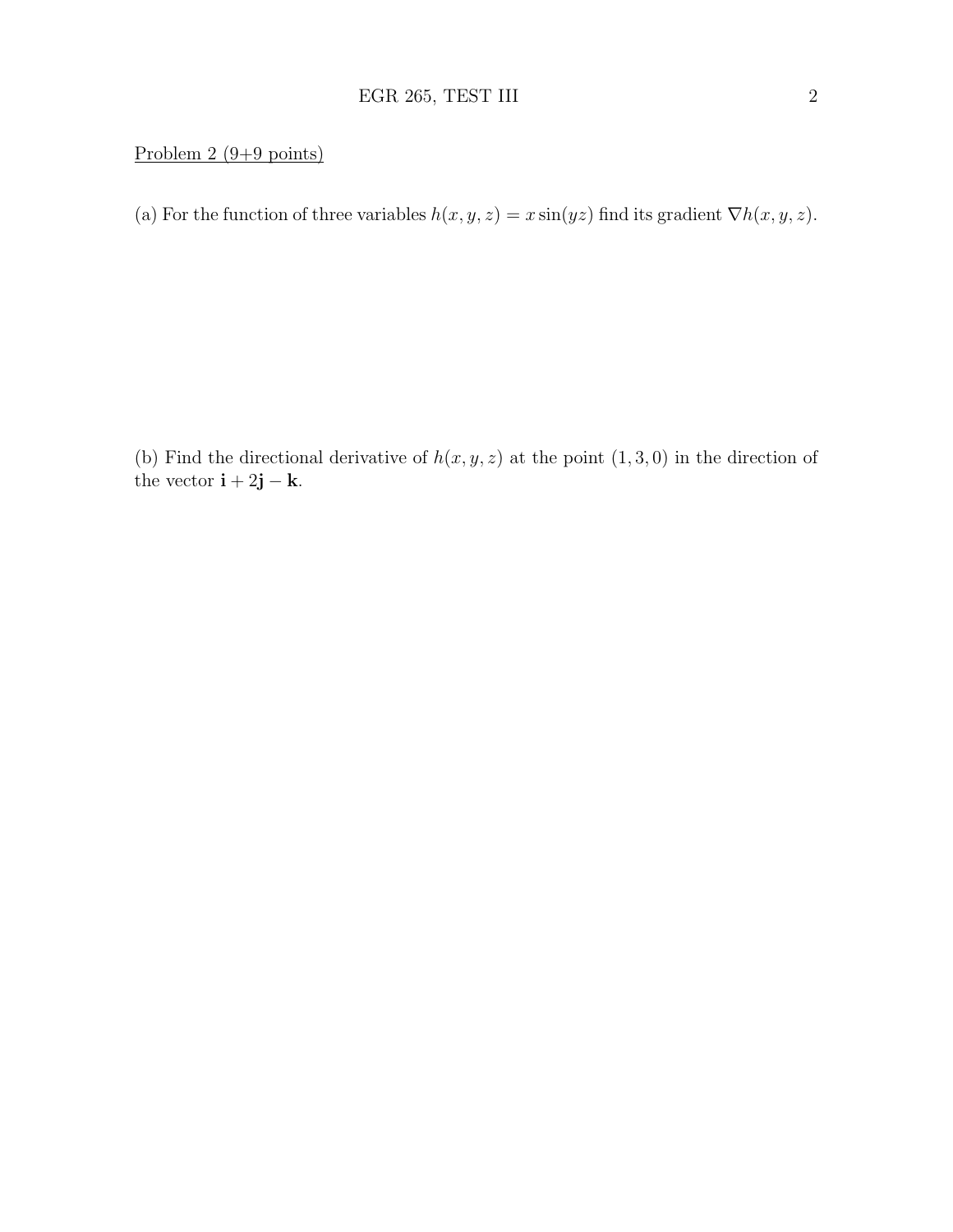Problem 2 (9+9 points)

(a) For the function of three variables $h(x, y, z) = x \sin(yz)$ find its gradient $\nabla h(x, y, z)$.

(b) Find the directional derivative of $h(x, y, z)$ at the point $(1, 3, 0)$ in the direction of the vector $\mathbf{i} + 2\mathbf{j} - \mathbf{k}$.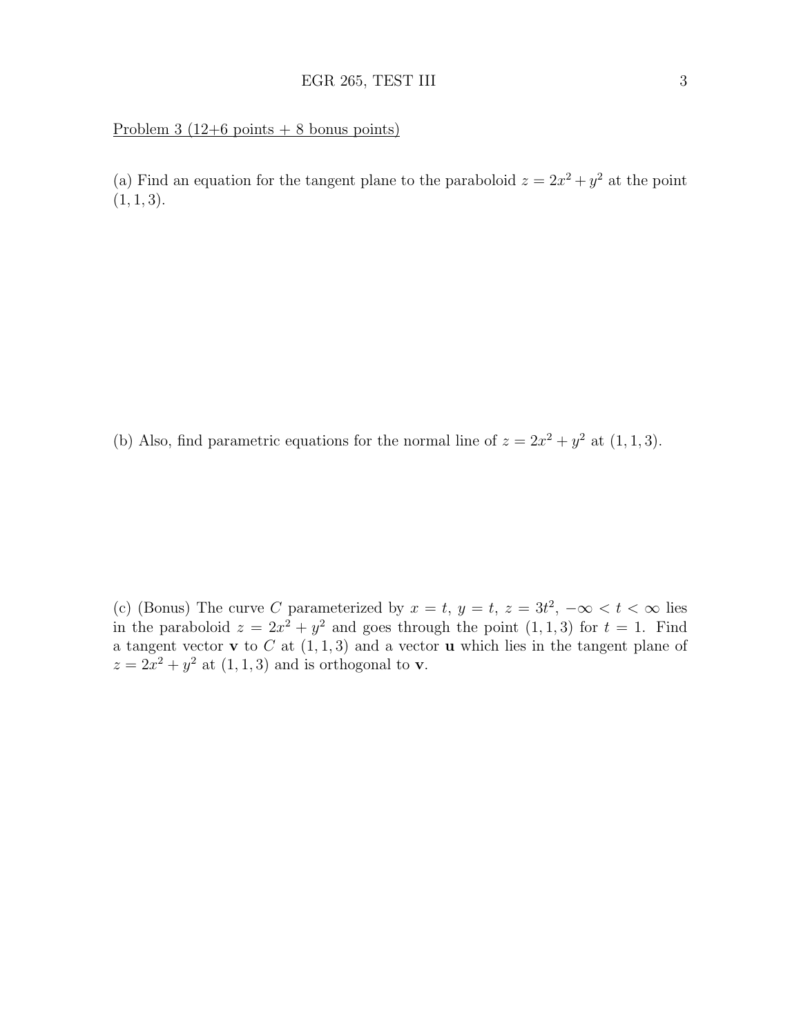Problem 3 (12+6 points + 8 bonus points)

(a) Find an equation for the tangent plane to the paraboloid $z = 2x^2 + y^2$ at the point $(1, 1, 3)$.

(b) Also, find parametric equations for the normal line of $z = 2x^2 + y^2$ at $(1, 1, 3)$.

(c) (Bonus) The curve $C$ parameterized by $x = t$, $y = t$, $z = 3t^2$, $-\infty < t < \infty$ lies in the paraboloid $z = 2x^2 + y^2$ and goes through the point $(1, 1, 3)$ for $t = 1$. Find a tangent vector $\mathbf{v}$ to $C$ at $(1, 1, 3)$ and a vector $\mathbf{u}$ which lies in the tangent plane of $z = 2x^2 + y^2$ at $(1, 1, 3)$ and is orthogonal to $\mathbf{v}$.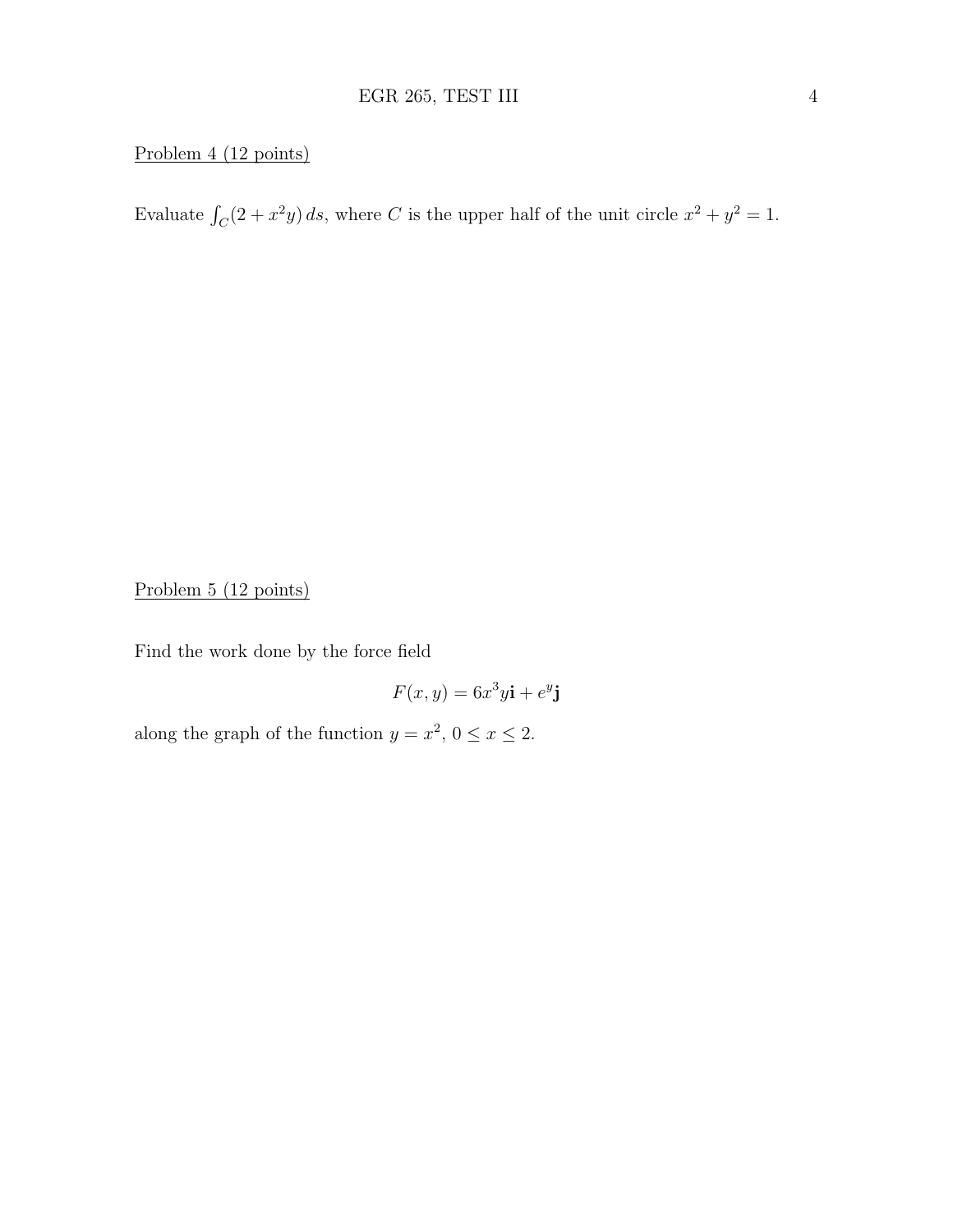Problem 4 (12 points)

Evaluate $\int_C (2 + x^2 y)\, ds$, where $C$ is the upper half of the unit circle $x^2 + y^2 = 1$.

Problem 5 (12 points)

Find the work done by the force field

$$F(x, y) = 6x^3 y\mathbf{i} + e^y \mathbf{j}$$

along the graph of the function $y = x^2$, $0 \le x \le 2$.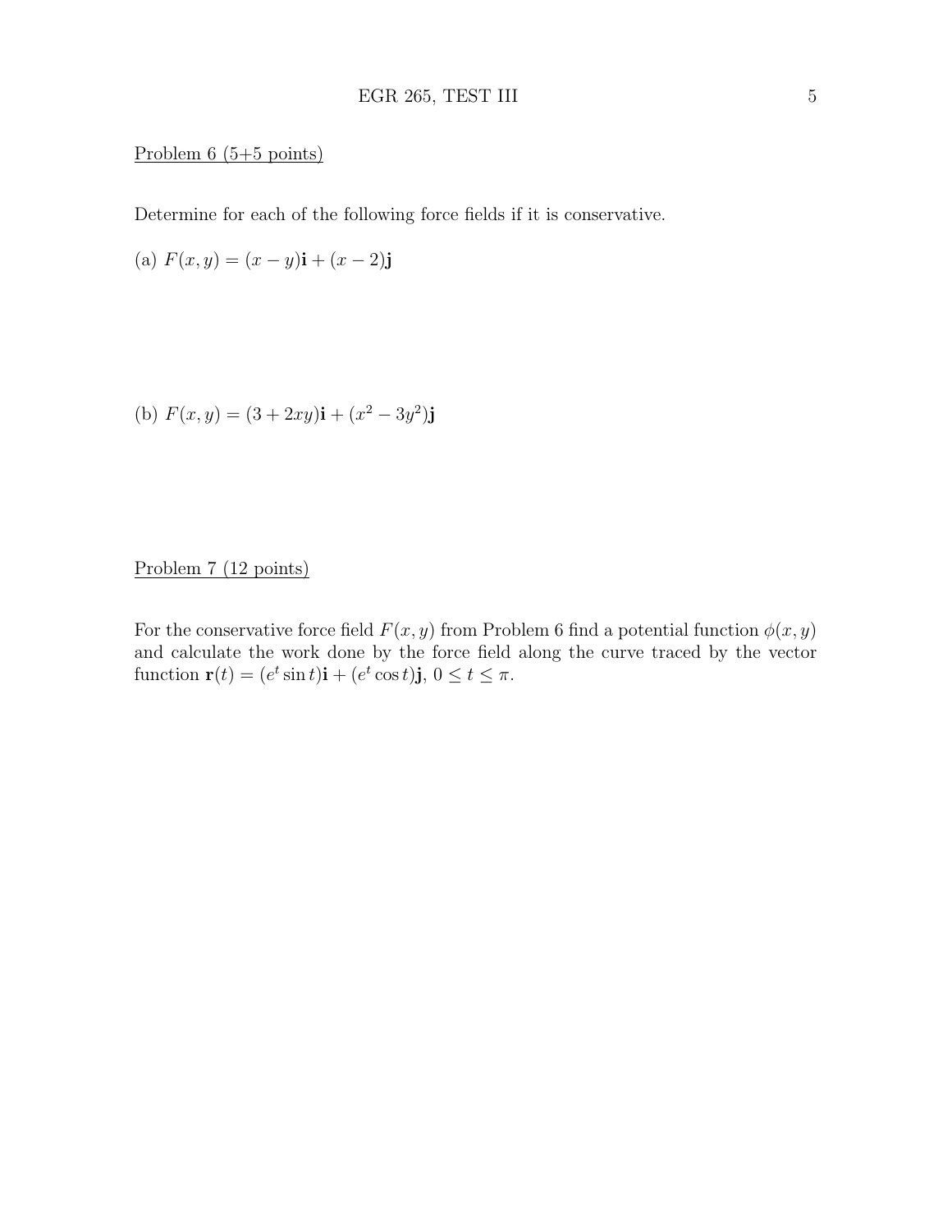Problem 6 (5+5 points)

Determine for each of the following force fields if it is conservative.

(a) $F(x, y) = (x - y)\mathbf{i} + (x - 2)\mathbf{j}$

(b) $F(x, y) = (3 + 2xy)\mathbf{i} + (x^2 - 3y^2)\mathbf{j}$

Problem 7 (12 points)

For the conservative force field $F(x, y)$ from Problem 6 find a potential function $\phi(x, y)$ and calculate the work done by the force field along the curve traced by the vector function $\mathbf{r}(t) = (e^t \sin t)\mathbf{i} + (e^t \cos t)\mathbf{j}$, $0 \leq t \leq \pi$.